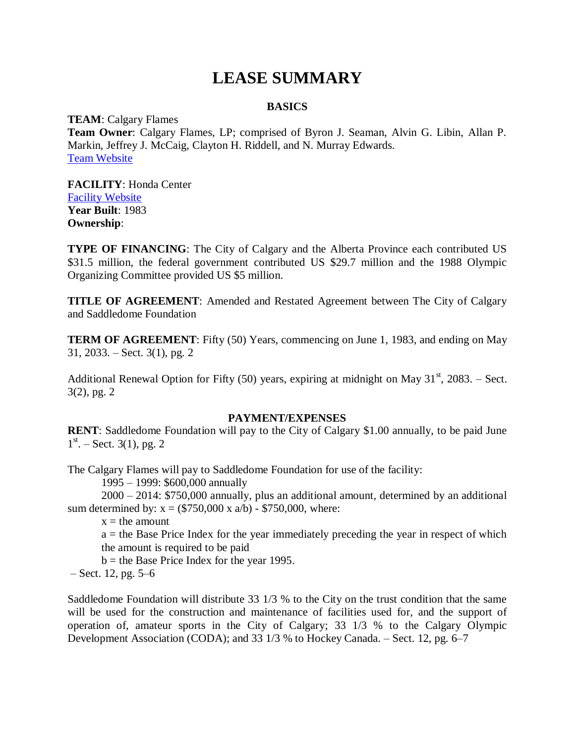# LEASE SUMMARY

## BASICS

**TEAM**: Calgary Flames
**Team Owner**: Calgary Flames, LP; comprised of Byron J. Seaman, Alvin G. Libin, Allan P. Markin, Jeffrey J. McCaig, Clayton H. Riddell, and N. Murray Edwards.
[Team Website]

**FACILITY**: Honda Center
[Facility Website]
**Year Built**: 1983
**Ownership**:

**TYPE OF FINANCING**: The City of Calgary and the Alberta Province each contributed US \$31.5 million, the federal government contributed US \$29.7 million and the 1988 Olympic Organizing Committee provided US \$5 million.

**TITLE OF AGREEMENT**: Amended and Restated Agreement between The City of Calgary and Saddledome Foundation

**TERM OF AGREEMENT**: Fifty (50) Years, commencing on June 1, 1983, and ending on May 31, 2033. – Sect. 3(1), pg. 2

Additional Renewal Option for Fifty (50) years, expiring at midnight on May 31st, 2083. – Sect. 3(2), pg. 2

## PAYMENT/EXPENSES

**RENT**: Saddledome Foundation will pay to the City of Calgary \$1.00 annually, to be paid June 1st. – Sect. 3(1), pg. 2

The Calgary Flames will pay to Saddledome Foundation for use of the facility:

1995 – 1999: \$600,000 annually

2000 – 2014: \$750,000 annually, plus an additional amount, determined by an additional sum determined by: $x = (\$750{,}000 \times a/b) - \$750{,}000$, where:

$x$ = the amount

$a$ = the Base Price Index for the year immediately preceding the year in respect of which the amount is required to be paid

$b$ = the Base Price Index for the year 1995.

– Sect. 12, pg. 5–6

Saddledome Foundation will distribute 33 1/3 % to the City on the trust condition that the same will be used for the construction and maintenance of facilities used for, and the support of operation of, amateur sports in the City of Calgary; 33 1/3 % to the Calgary Olympic Development Association (CODA); and 33 1/3 % to Hockey Canada. – Sect. 12, pg. 6–7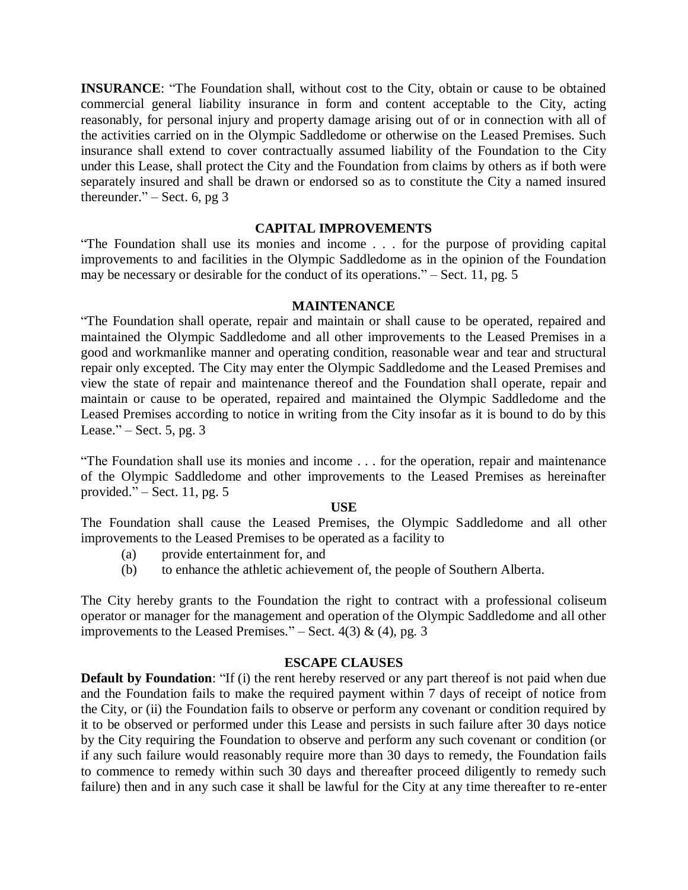**INSURANCE**: "The Foundation shall, without cost to the City, obtain or cause to be obtained commercial general liability insurance in form and content acceptable to the City, acting reasonably, for personal injury and property damage arising out of or in connection with all of the activities carried on in the Olympic Saddledome or otherwise on the Leased Premises. Such insurance shall extend to cover contractually assumed liability of the Foundation to the City under this Lease, shall protect the City and the Foundation from claims by others as if both were separately insured and shall be drawn or endorsed so as to constitute the City a named insured thereunder." – Sect. 6, pg 3

## CAPITAL IMPROVEMENTS

"The Foundation shall use its monies and income . . . for the purpose of providing capital improvements to and facilities in the Olympic Saddledome as in the opinion of the Foundation may be necessary or desirable for the conduct of its operations." – Sect. 11, pg. 5

## MAINTENANCE

"The Foundation shall operate, repair and maintain or shall cause to be operated, repaired and maintained the Olympic Saddledome and all other improvements to the Leased Premises in a good and workmanlike manner and operating condition, reasonable wear and tear and structural repair only excepted. The City may enter the Olympic Saddledome and the Leased Premises and view the state of repair and maintenance thereof and the Foundation shall operate, repair and maintain or cause to be operated, repaired and maintained the Olympic Saddledome and the Leased Premises according to notice in writing from the City insofar as it is bound to do by this Lease." – Sect. 5, pg. 3

"The Foundation shall use its monies and income . . . for the operation, repair and maintenance of the Olympic Saddledome and other improvements to the Leased Premises as hereinafter provided." – Sect. 11, pg. 5

## USE

The Foundation shall cause the Leased Premises, the Olympic Saddledome and all other improvements to the Leased Premises to be operated as a facility to

(a) provide entertainment for, and

(b) to enhance the athletic achievement of, the people of Southern Alberta.

The City hereby grants to the Foundation the right to contract with a professional coliseum operator or manager for the management and operation of the Olympic Saddledome and all other improvements to the Leased Premises." – Sect. 4(3) & (4), pg. 3

## ESCAPE CLAUSES

**Default by Foundation**: "If (i) the rent hereby reserved or any part thereof is not paid when due and the Foundation fails to make the required payment within 7 days of receipt of notice from the City, or (ii) the Foundation fails to observe or perform any covenant or condition required by it to be observed or performed under this Lease and persists in such failure after 30 days notice by the City requiring the Foundation to observe and perform any such covenant or condition (or if any such failure would reasonably require more than 30 days to remedy, the Foundation fails to commence to remedy within such 30 days and thereafter proceed diligently to remedy such failure) then and in any such case it shall be lawful for the City at any time thereafter to re-enter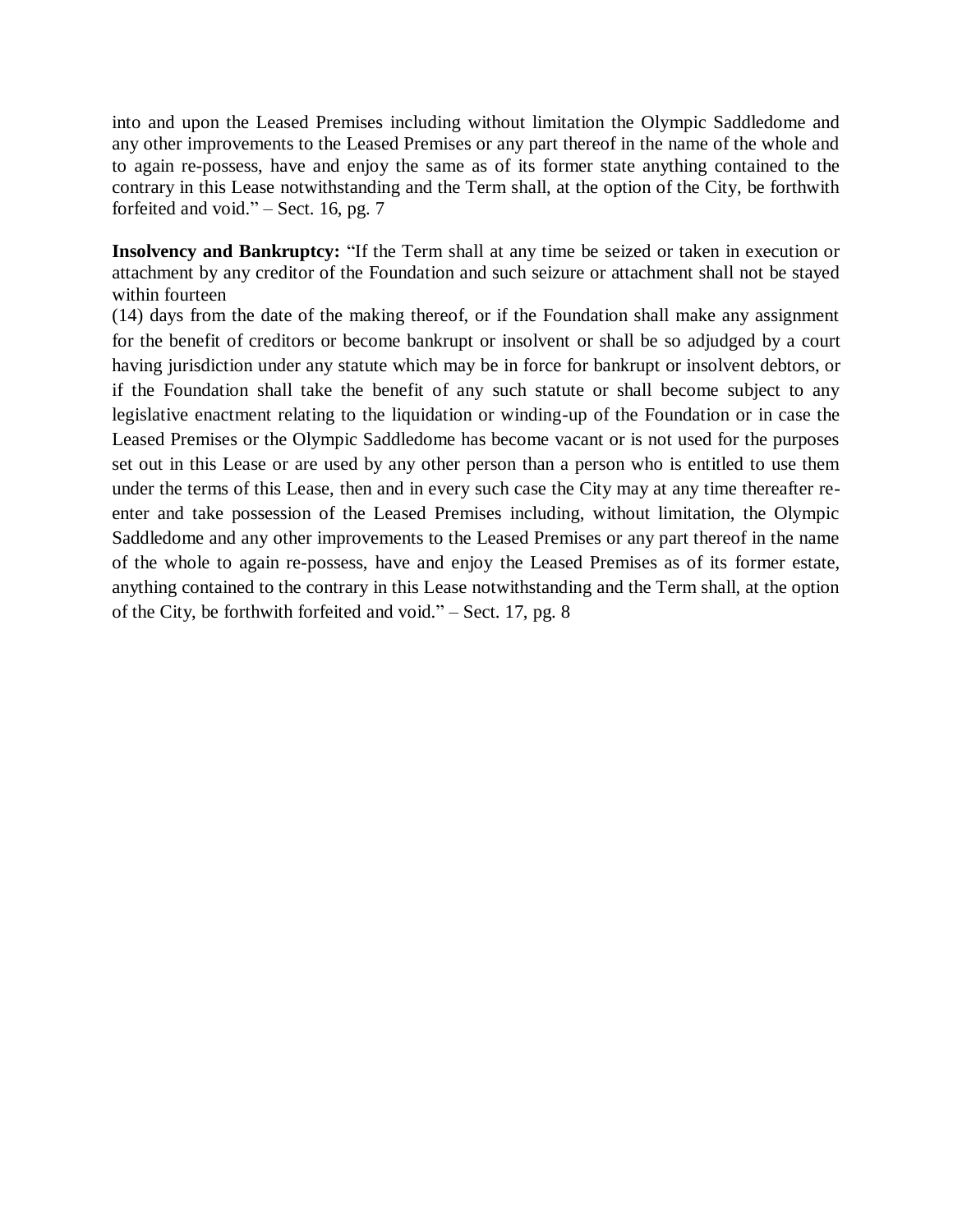into and upon the Leased Premises including without limitation the Olympic Saddledome and any other improvements to the Leased Premises or any part thereof in the name of the whole and to again re-possess, have and enjoy the same as of its former state anything contained to the contrary in this Lease notwithstanding and the Term shall, at the option of the City, be forthwith forfeited and void." – Sect. 16, pg. 7

**Insolvency and Bankruptcy:** "If the Term shall at any time be seized or taken in execution or attachment by any creditor of the Foundation and such seizure or attachment shall not be stayed within fourteen (14) days from the date of the making thereof, or if the Foundation shall make any assignment for the benefit of creditors or become bankrupt or insolvent or shall be so adjudged by a court having jurisdiction under any statute which may be in force for bankrupt or insolvent debtors, or if the Foundation shall take the benefit of any such statute or shall become subject to any legislative enactment relating to the liquidation or winding-up of the Foundation or in case the Leased Premises or the Olympic Saddledome has become vacant or is not used for the purposes set out in this Lease or are used by any other person than a person who is entitled to use them under the terms of this Lease, then and in every such case the City may at any time thereafter re-enter and take possession of the Leased Premises including, without limitation, the Olympic Saddledome and any other improvements to the Leased Premises or any part thereof in the name of the whole to again re-possess, have and enjoy the Leased Premises as of its former estate, anything contained to the contrary in this Lease notwithstanding and the Term shall, at the option of the City, be forthwith forfeited and void." – Sect. 17, pg. 8